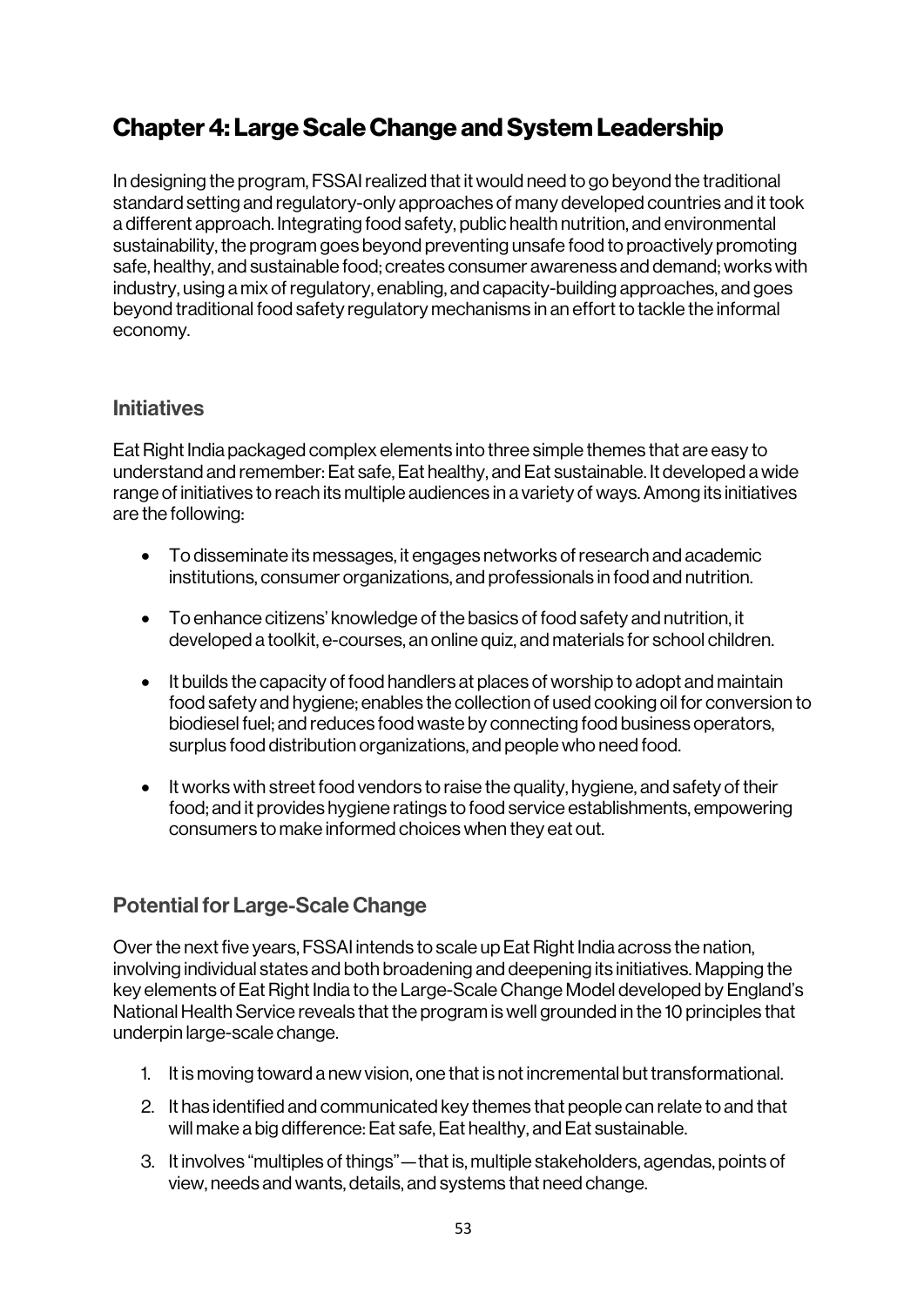# Chapter 4: Large Scale Change and System Leadership

In designing the program, FSSAI realized that it would need to go beyond the traditional standard setting and regulatory-only approaches of many developed countries and it took a different approach. Integrating food safety, public health nutrition, and environmental sustainability, the program goes beyond preventing unsafe food to proactively promoting safe, healthy, and sustainable food; creates consumer awareness and demand; works with industry, using a mix of regulatory, enabling, and capacity-building approaches, and goes beyond traditional food safety regulatory mechanisms in an effort to tackle the informal economy.

## Initiatives

Eat Right India packaged complex elements into three simple themes that are easy to understand and remember: Eat safe, Eat healthy, and Eat sustainable. It developed a wide range of initiatives to reach its multiple audiences in a variety of ways. Among its initiatives are the following:

- To disseminate its messages, it engages networks of research and academic institutions, consumer organizations, and professionals in food and nutrition.
- To enhance citizens' knowledge of the basics of food safety and nutrition, it developed a toolkit, e-courses, an online quiz, and materials for school children.
- It builds the capacity of food handlers at places of worship to adopt and maintain food safety and hygiene; enables the collection of used cooking oil for conversion to biodiesel fuel; and reduces food waste by connecting food business operators, surplus food distribution organizations, and people who need food.
- It works with street food vendors to raise the quality, hygiene, and safety of their food; and it provides hygiene ratings to food service establishments, empowering consumers to make informed choices when they eat out.

## Potential for Large-Scale Change

Over the next five years, FSSAI intends to scale up Eat Right India across the nation, involving individual states and both broadening and deepening its initiatives. Mapping the key elements of Eat Right India to the Large-Scale Change Model developed by England's National Health Service reveals that the program is well grounded in the 10 principles that underpin large-scale change.

1. It is moving toward a new vision, one that is not incremental but transformational.
2. It has identified and communicated key themes that people can relate to and that will make a big difference: Eat safe, Eat healthy, and Eat sustainable.
3. It involves "multiples of things"—that is, multiple stakeholders, agendas, points of view, needs and wants, details, and systems that need change.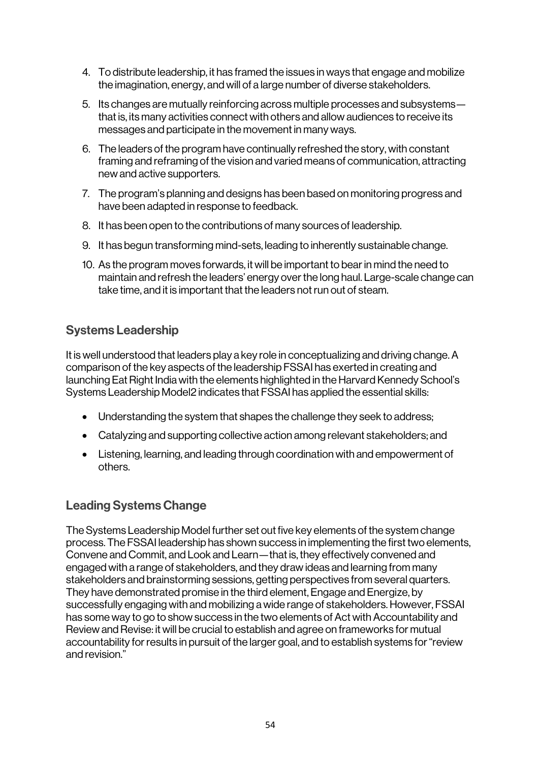4. To distribute leadership, it has framed the issues in ways that engage and mobilize the imagination, energy, and will of a large number of diverse stakeholders.
5. Its changes are mutually reinforcing across multiple processes and subsystems—that is, its many activities connect with others and allow audiences to receive its messages and participate in the movement in many ways.
6. The leaders of the program have continually refreshed the story, with constant framing and reframing of the vision and varied means of communication, attracting new and active supporters.
7. The program's planning and designs has been based on monitoring progress and have been adapted in response to feedback.
8. It has been open to the contributions of many sources of leadership.
9. It has begun transforming mind-sets, leading to inherently sustainable change.
10. As the program moves forwards, it will be important to bear in mind the need to maintain and refresh the leaders' energy over the long haul. Large-scale change can take time, and it is important that the leaders not run out of steam.

## Systems Leadership

It is well understood that leaders play a key role in conceptualizing and driving change. A comparison of the key aspects of the leadership FSSAI has exerted in creating and launching Eat Right India with the elements highlighted in the Harvard Kennedy School's Systems Leadership Model[2] indicates that FSSAI has applied the essential skills:

- Understanding the system that shapes the challenge they seek to address;
- Catalyzing and supporting collective action among relevant stakeholders; and
- Listening, learning, and leading through coordination with and empowerment of others.

## Leading Systems Change

The Systems Leadership Model further set out five key elements of the system change process. The FSSAI leadership has shown success in implementing the first two elements, Convene and Commit, and Look and Learn—that is, they effectively convened and engaged with a range of stakeholders, and they draw ideas and learning from many stakeholders and brainstorming sessions, getting perspectives from several quarters. They have demonstrated promise in the third element, Engage and Energize, by successfully engaging with and mobilizing a wide range of stakeholders. However, FSSAI has some way to go to show success in the two elements of Act with Accountability and Review and Revise: it will be crucial to establish and agree on frameworks for mutual accountability for results in pursuit of the larger goal, and to establish systems for "review and revision."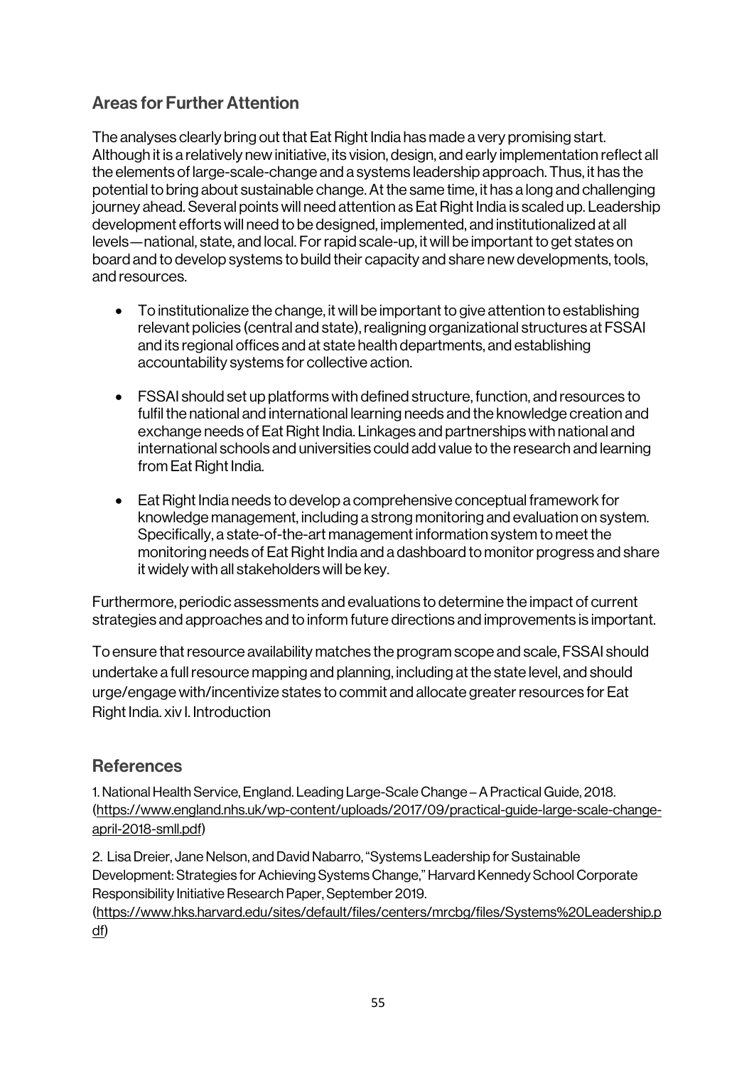## Areas for Further Attention

The analyses clearly bring out that Eat Right India has made a very promising start. Although it is a relatively new initiative, its vision, design, and early implementation reflect all the elements of large-scale-change and a systems leadership approach. Thus, it has the potential to bring about sustainable change. At the same time, it has a long and challenging journey ahead. Several points will need attention as Eat Right India is scaled up. Leadership development efforts will need to be designed, implemented, and institutionalized at all levels—national, state, and local. For rapid scale-up, it will be important to get states on board and to develop systems to build their capacity and share new developments, tools, and resources.

- To institutionalize the change, it will be important to give attention to establishing relevant policies (central and state), realigning organizational structures at FSSAI and its regional offices and at state health departments, and establishing accountability systems for collective action.
- FSSAI should set up platforms with defined structure, function, and resources to fulfil the national and international learning needs and the knowledge creation and exchange needs of Eat Right India. Linkages and partnerships with national and international schools and universities could add value to the research and learning from Eat Right India.
- Eat Right India needs to develop a comprehensive conceptual framework for knowledge management, including a strong monitoring and evaluation on system. Specifically, a state-of-the-art management information system to meet the monitoring needs of Eat Right India and a dashboard to monitor progress and share it widely with all stakeholders will be key.

Furthermore, periodic assessments and evaluations to determine the impact of current strategies and approaches and to inform future directions and improvements is important.

To ensure that resource availability matches the program scope and scale, FSSAI should undertake a full resource mapping and planning, including at the state level, and should urge/engage with/incentivize states to commit and allocate greater resources for Eat Right India. xiv I. Introduction

## References

1. National Health Service, England. Leading Large-Scale Change – A Practical Guide, 2018. (https://www.england.nhs.uk/wp-content/uploads/2017/09/practical-guide-large-scale-change-april-2018-smll.pdf)

2. Lisa Dreier, Jane Nelson, and David Nabarro, "Systems Leadership for Sustainable Development: Strategies for Achieving Systems Change," Harvard Kennedy School Corporate Responsibility Initiative Research Paper, September 2019. (https://www.hks.harvard.edu/sites/default/files/centers/mrcbg/files/Systems%20Leadership.pdf)